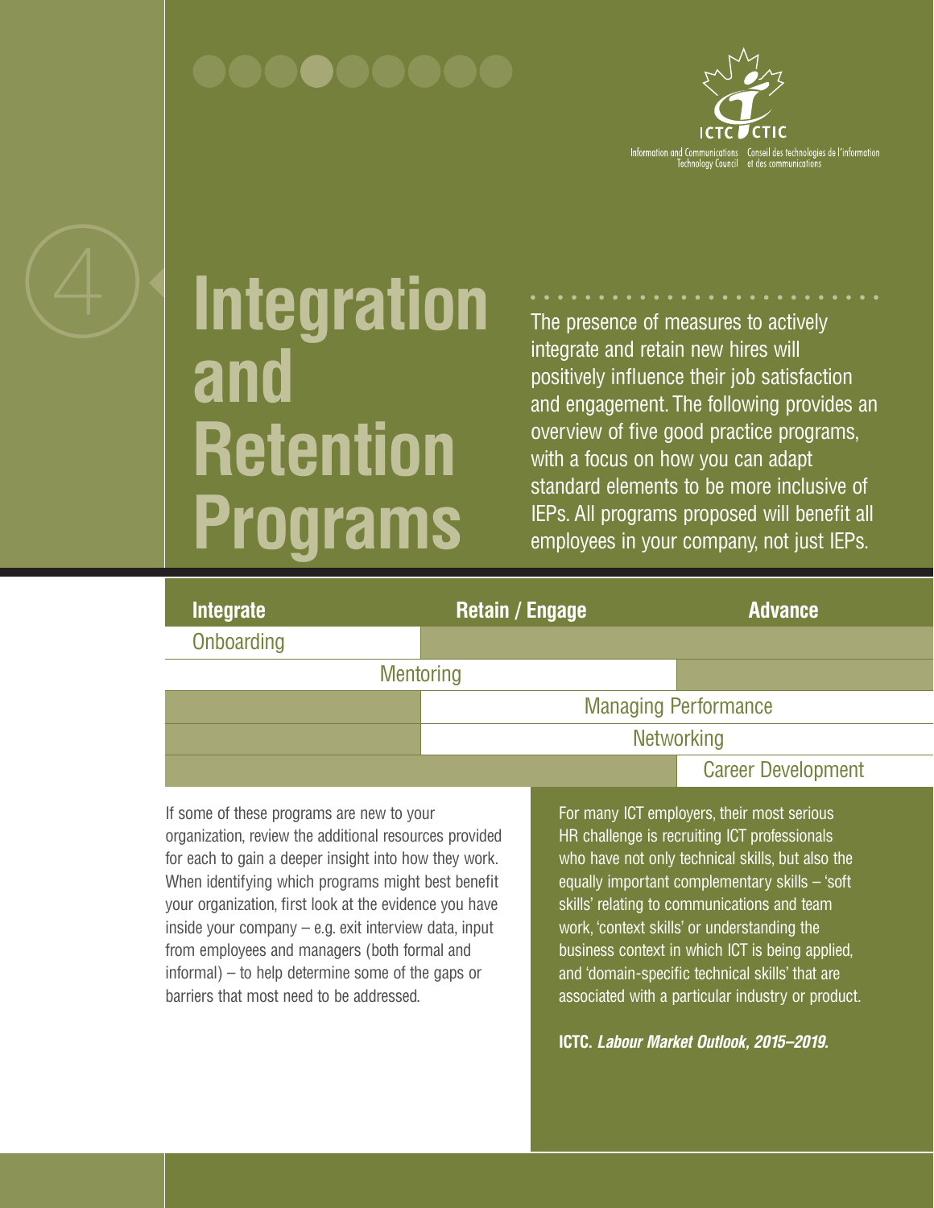ICTC CTIC

Information and Communications Technology Council — Conseil des technologies de l'information et des communications

4

# Integration and Retention Programs

The presence of measures to actively integrate and retain new hires will positively influence their job satisfaction and engagement. The following provides an overview of five good practice programs, with a focus on how you can adapt standard elements to be more inclusive of IEPs. All programs proposed will benefit all employees in your company, not just IEPs.

| Integrate | Retain / Engage | Advance |
|---|---|---|
| Onboarding | | |
| Mentoring | Mentoring | |
| | Managing Performance | Managing Performance |
| | Networking | Networking |
| | | Career Development |

If some of these programs are new to your organization, review the additional resources provided for each to gain a deeper insight into how they work. When identifying which programs might best benefit your organization, first look at the evidence you have inside your company – e.g. exit interview data, input from employees and managers (both formal and informal) – to help determine some of the gaps or barriers that most need to be addressed.

For many ICT employers, their most serious HR challenge is recruiting ICT professionals who have not only technical skills, but also the equally important complementary skills – 'soft skills' relating to communications and team work, 'context skills' or understanding the business context in which ICT is being applied, and 'domain-specific technical skills' that are associated with a particular industry or product.

**ICTC. *Labour Market Outlook, 2015–2019.***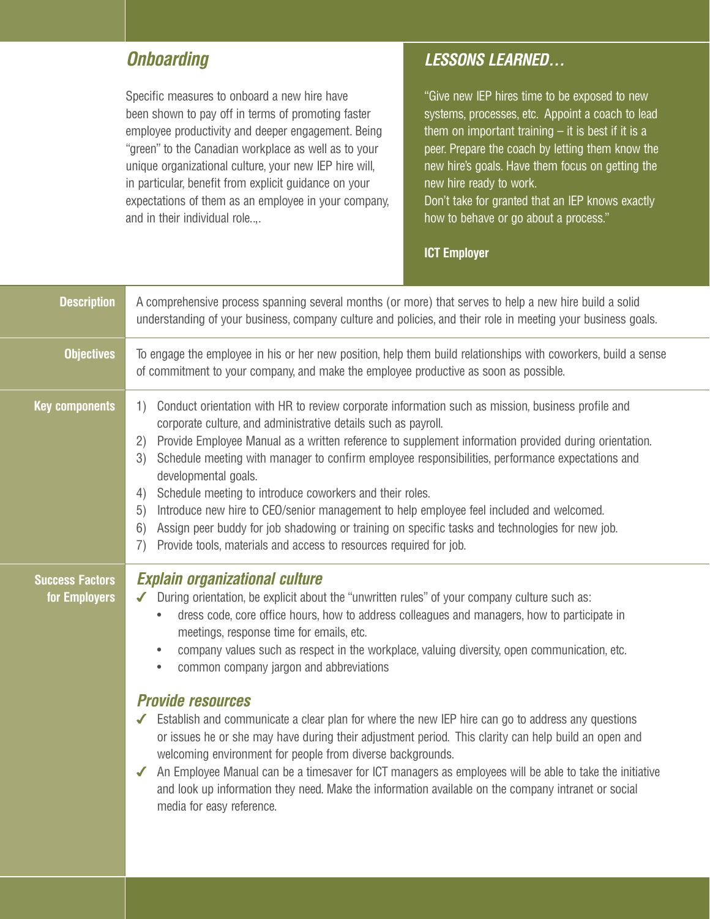## *Onboarding*

Specific measures to onboard a new hire have been shown to pay off in terms of promoting faster employee productivity and deeper engagement. Being "green" to the Canadian workplace as well as to your unique organizational culture, your new IEP hire will, in particular, benefit from explicit guidance on your expectations of them as an employee in your company, and in their individual role..,.

### *LESSONS LEARNED…*

"Give new IEP hires time to be exposed to new systems, processes, etc. Appoint a coach to lead them on important training – it is best if it is a peer. Prepare the coach by letting them know the new hire's goals. Have them focus on getting the new hire ready to work.
Don't take for granted that an IEP knows exactly how to behave or go about a process."

**ICT Employer**

**Description**

A comprehensive process spanning several months (or more) that serves to help a new hire build a solid understanding of your business, company culture and policies, and their role in meeting your business goals.

**Objectives**

To engage the employee in his or her new position, help them build relationships with coworkers, build a sense of commitment to your company, and make the employee productive as soon as possible.

**Key components**

1) Conduct orientation with HR to review corporate information such as mission, business profile and corporate culture, and administrative details such as payroll.
2) Provide Employee Manual as a written reference to supplement information provided during orientation.
3) Schedule meeting with manager to confirm employee responsibilities, performance expectations and developmental goals.
4) Schedule meeting to introduce coworkers and their roles.
5) Introduce new hire to CEO/senior management to help employee feel included and welcomed.
6) Assign peer buddy for job shadowing or training on specific tasks and technologies for new job.
7) Provide tools, materials and access to resources required for job.

**Success Factors for Employers**

### *Explain organizational culture*

✓ During orientation, be explicit about the "unwritten rules" of your company culture such as:
- dress code, core office hours, how to address colleagues and managers, how to participate in meetings, response time for emails, etc.
- company values such as respect in the workplace, valuing diversity, open communication, etc.
- common company jargon and abbreviations

### *Provide resources*

✓ Establish and communicate a clear plan for where the new IEP hire can go to address any questions or issues he or she may have during their adjustment period. This clarity can help build an open and welcoming environment for people from diverse backgrounds.

✓ An Employee Manual can be a timesaver for ICT managers as employees will be able to take the initiative and look up information they need. Make the information available on the company intranet or social media for easy reference.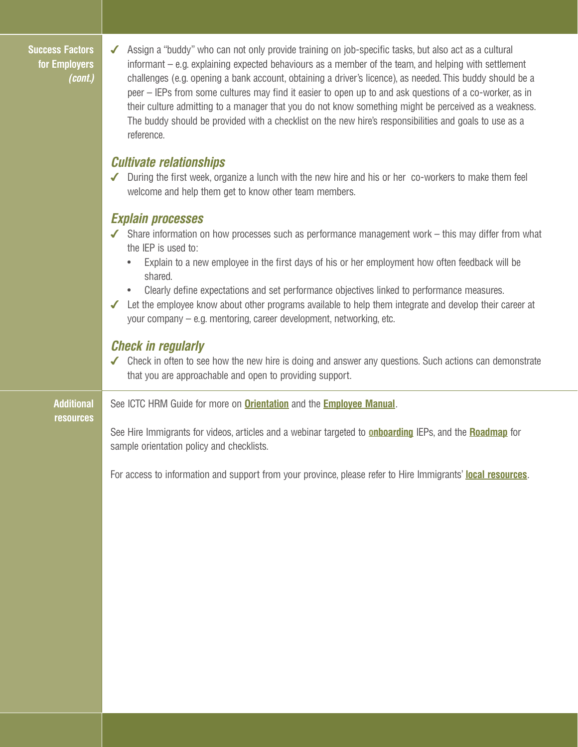**Success Factors for Employers** *(cont.)*

- ✓ Assign a "buddy" who can not only provide training on job-specific tasks, but also act as a cultural informant – e.g. explaining expected behaviours as a member of the team, and helping with settlement challenges (e.g. opening a bank account, obtaining a driver's licence), as needed. This buddy should be a peer – IEPs from some cultures may find it easier to open up to and ask questions of a co-worker, as in their culture admitting to a manager that you do not know something might be perceived as a weakness. The buddy should be provided with a checklist on the new hire's responsibilities and goals to use as a reference.

### *Cultivate relationships*

- ✓ During the first week, organize a lunch with the new hire and his or her co-workers to make them feel welcome and help them get to know other team members.

### *Explain processes*

- ✓ Share information on how processes such as performance management work – this may differ from what the IEP is used to:
  - Explain to a new employee in the first days of his or her employment how often feedback will be shared.
  - Clearly define expectations and set performance objectives linked to performance measures.
- ✓ Let the employee know about other programs available to help them integrate and develop their career at your company – e.g. mentoring, career development, networking, etc.

### *Check in regularly*

- ✓ Check in often to see how the new hire is doing and answer any questions. Such actions can demonstrate that you are approachable and open to providing support.

**Additional resources**

See ICTC HRM Guide for more on **Orientation** and the **Employee Manual**.

See Hire Immigrants for videos, articles and a webinar targeted to **onboarding** IEPs, and the **Roadmap** for sample orientation policy and checklists.

For access to information and support from your province, please refer to Hire Immigrants' **local resources**.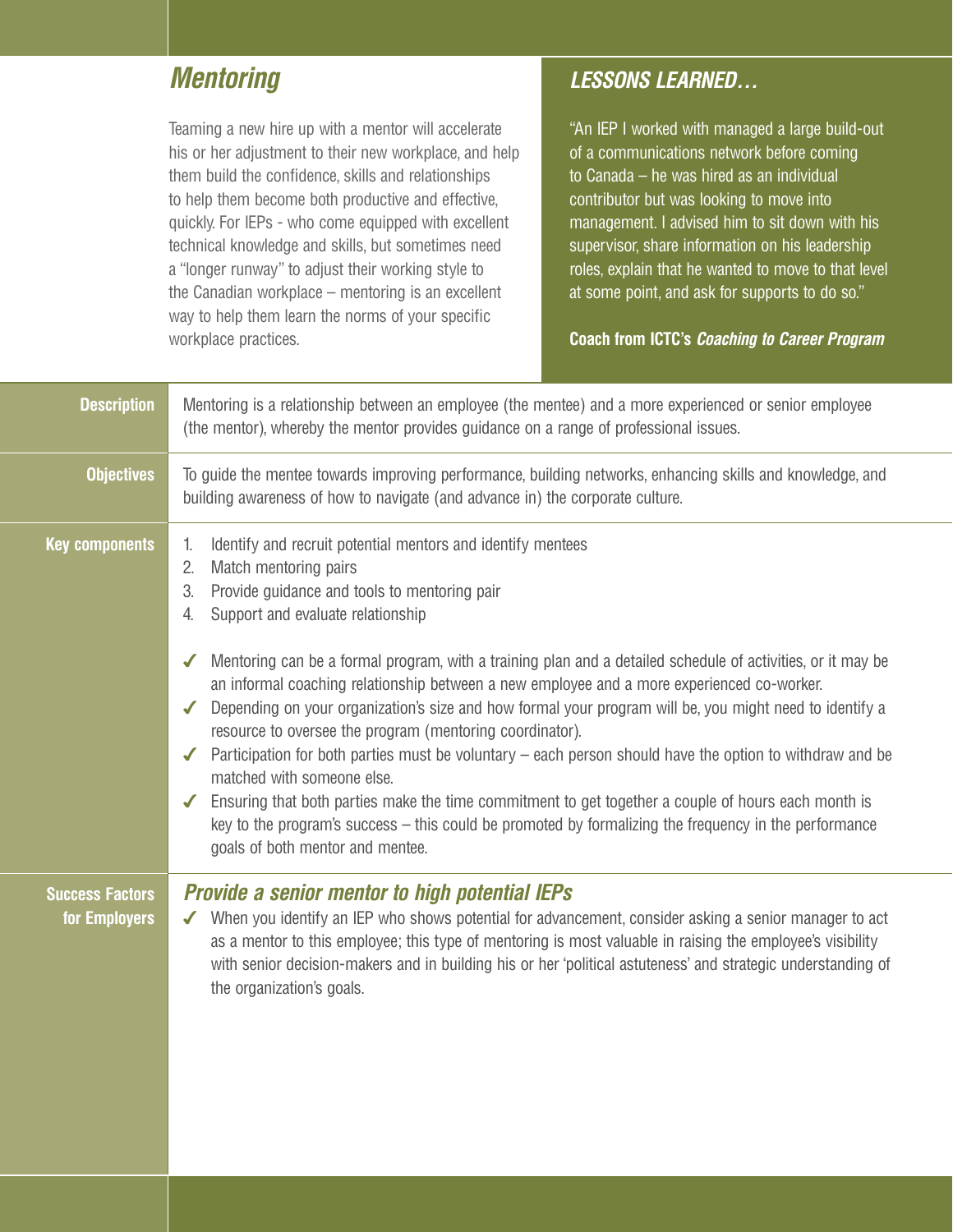## Mentoring

Teaming a new hire up with a mentor will accelerate his or her adjustment to their new workplace, and help them build the confidence, skills and relationships to help them become both productive and effective, quickly. For IEPs - who come equipped with excellent technical knowledge and skills, but sometimes need a "longer runway" to adjust their working style to the Canadian workplace – mentoring is an excellent way to help them learn the norms of your specific workplace practices.

### *LESSONS LEARNED…*

"An IEP I worked with managed a large build-out of a communications network before coming to Canada – he was hired as an individual contributor but was looking to move into management. I advised him to sit down with his supervisor, share information on his leadership roles, explain that he wanted to move to that level at some point, and ask for supports to do so."

**Coach from ICTC's *Coaching to Career Program***

**Description**

Mentoring is a relationship between an employee (the mentee) and a more experienced or senior employee (the mentor), whereby the mentor provides guidance on a range of professional issues.

**Objectives**

To guide the mentee towards improving performance, building networks, enhancing skills and knowledge, and building awareness of how to navigate (and advance in) the corporate culture.

**Key components**

1. Identify and recruit potential mentors and identify mentees
2. Match mentoring pairs
3. Provide guidance and tools to mentoring pair
4. Support and evaluate relationship

- ✓ Mentoring can be a formal program, with a training plan and a detailed schedule of activities, or it may be an informal coaching relationship between a new employee and a more experienced co-worker.
- ✓ Depending on your organization's size and how formal your program will be, you might need to identify a resource to oversee the program (mentoring coordinator).
- ✓ Participation for both parties must be voluntary – each person should have the option to withdraw and be matched with someone else.
- ✓ Ensuring that both parties make the time commitment to get together a couple of hours each month is key to the program's success – this could be promoted by formalizing the frequency in the performance goals of both mentor and mentee.

**Success Factors for Employers**

***Provide a senior mentor to high potential IEPs***

- ✓ When you identify an IEP who shows potential for advancement, consider asking a senior manager to act as a mentor to this employee; this type of mentoring is most valuable in raising the employee's visibility with senior decision-makers and in building his or her 'political astuteness' and strategic understanding of the organization's goals.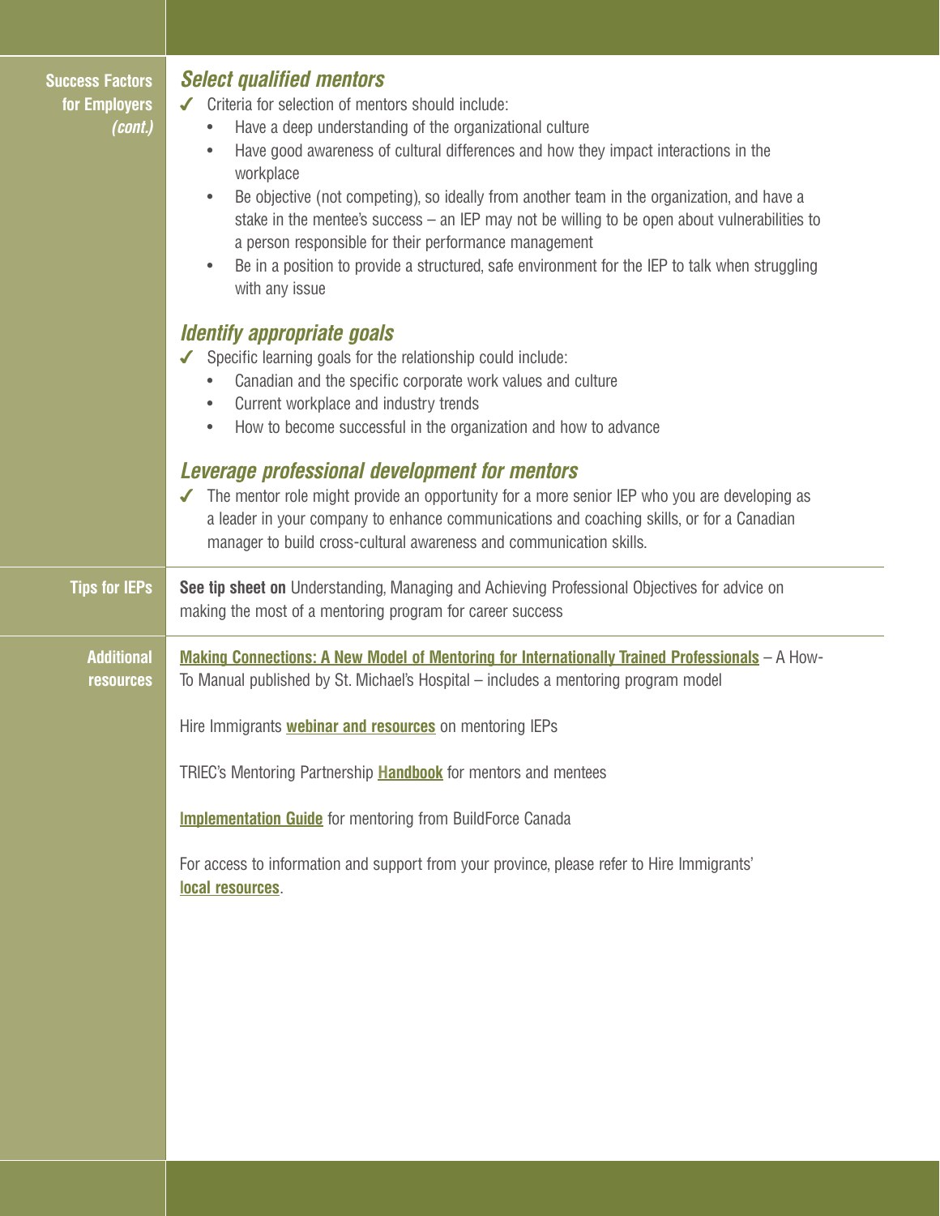**Success Factors for Employers** *(cont.)*

### *Select qualified mentors*

✓ Criteria for selection of mentors should include:

- Have a deep understanding of the organizational culture
- Have good awareness of cultural differences and how they impact interactions in the workplace
- Be objective (not competing), so ideally from another team in the organization, and have a stake in the mentee's success – an IEP may not be willing to be open about vulnerabilities to a person responsible for their performance management
- Be in a position to provide a structured, safe environment for the IEP to talk when struggling with any issue

### *Identify appropriate goals*

✓ Specific learning goals for the relationship could include:

- Canadian and the specific corporate work values and culture
- Current workplace and industry trends
- How to become successful in the organization and how to advance

### *Leverage professional development for mentors*

✓ The mentor role might provide an opportunity for a more senior IEP who you are developing as a leader in your company to enhance communications and coaching skills, or for a Canadian manager to build cross-cultural awareness and communication skills.

**Tips for IEPs**

**See tip sheet on** Understanding, Managing and Achieving Professional Objectives for advice on making the most of a mentoring program for career success

**Additional resources**

**Making Connections: A New Model of Mentoring for Internationally Trained Professionals** – A How-To Manual published by St. Michael's Hospital – includes a mentoring program model

Hire Immigrants **webinar and resources** on mentoring IEPs

TRIEC's Mentoring Partnership **Handbook** for mentors and mentees

**Implementation Guide** for mentoring from BuildForce Canada

For access to information and support from your province, please refer to Hire Immigrants' **local resources**.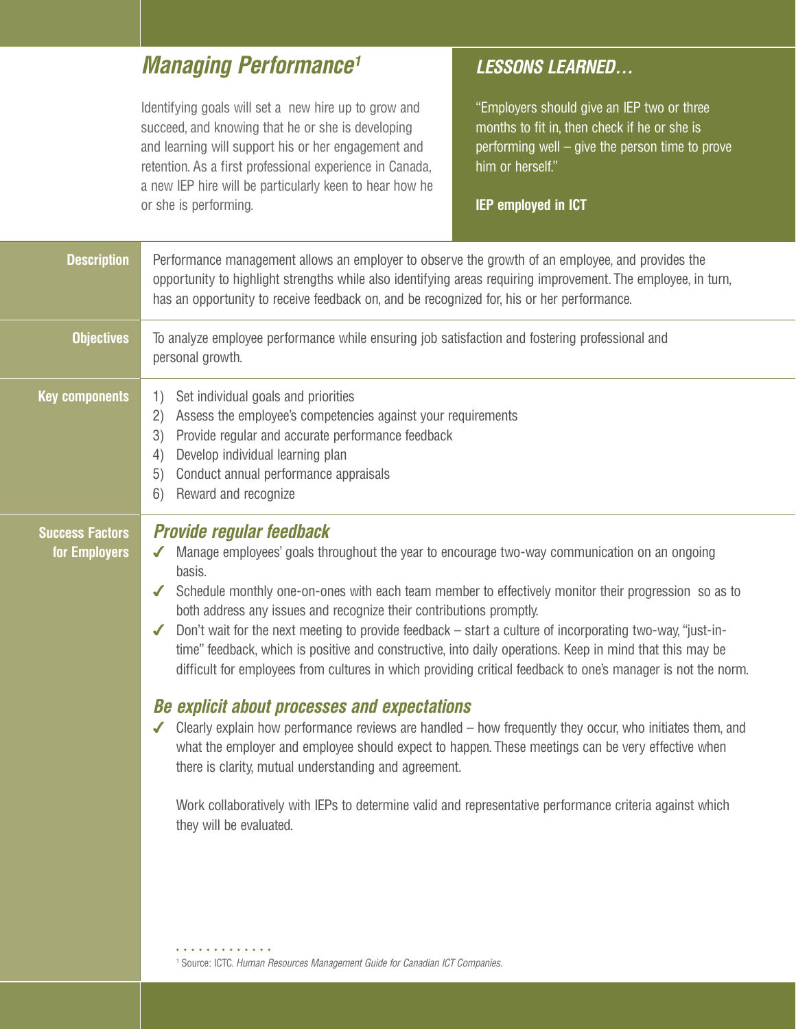## *Managing Performance*[1]

Identifying goals will set a new hire up to grow and succeed, and knowing that he or she is developing and learning will support his or her engagement and retention. As a first professional experience in Canada, a new IEP hire will be particularly keen to hear how he or she is performing.

### *LESSONS LEARNED…*

"Employers should give an IEP two or three months to fit in, then check if he or she is performing well – give the person time to prove him or herself."

**IEP employed in ICT**

**Description**

Performance management allows an employer to observe the growth of an employee, and provides the opportunity to highlight strengths while also identifying areas requiring improvement. The employee, in turn, has an opportunity to receive feedback on, and be recognized for, his or her performance.

**Objectives**

To analyze employee performance while ensuring job satisfaction and fostering professional and personal growth.

**Key components**

1) Set individual goals and priorities
2) Assess the employee's competencies against your requirements
3) Provide regular and accurate performance feedback
4) Develop individual learning plan
5) Conduct annual performance appraisals
6) Reward and recognize

**Success Factors for Employers**

### *Provide regular feedback*

- ✓ Manage employees' goals throughout the year to encourage two-way communication on an ongoing basis.
- ✓ Schedule monthly one-on-ones with each team member to effectively monitor their progression so as to both address any issues and recognize their contributions promptly.
- ✓ Don't wait for the next meeting to provide feedback – start a culture of incorporating two-way, "just-in-time" feedback, which is positive and constructive, into daily operations. Keep in mind that this may be difficult for employees from cultures in which providing critical feedback to one's manager is not the norm.

### *Be explicit about processes and expectations*

- ✓ Clearly explain how performance reviews are handled – how frequently they occur, who initiates them, and what the employer and employee should expect to happen. These meetings can be very effective when there is clarity, mutual understanding and agreement.

  Work collaboratively with IEPs to determine valid and representative performance criteria against which they will be evaluated.

[1] Source: ICTC. *Human Resources Management Guide for Canadian ICT Companies.*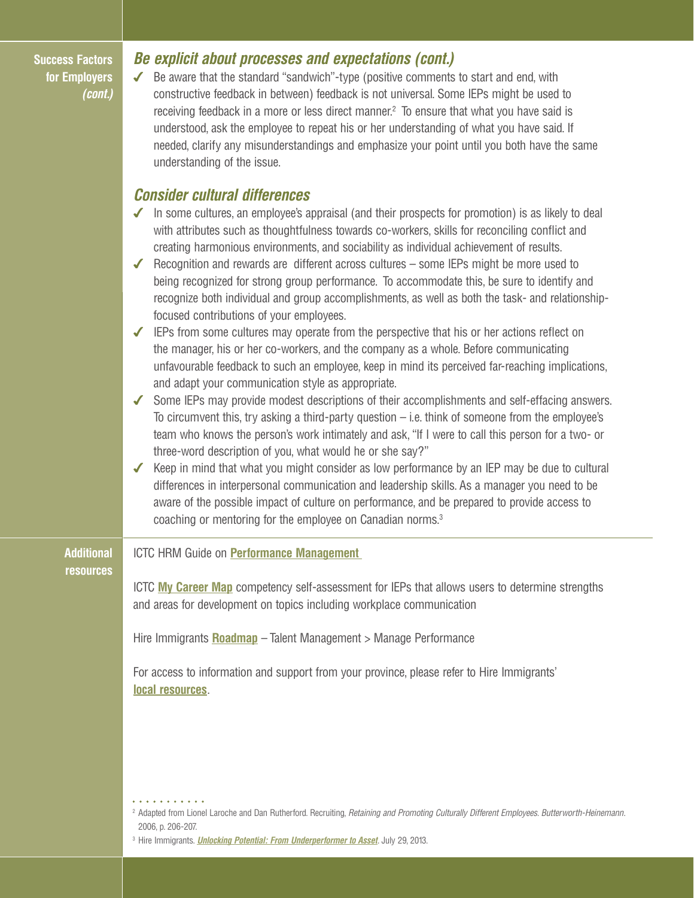**Success Factors for Employers** *(cont.)*

### *Be explicit about processes and expectations (cont.)*

- ✓ Be aware that the standard "sandwich"-type (positive comments to start and end, with constructive feedback in between) feedback is not universal. Some IEPs might be used to receiving feedback in a more or less direct manner.[2] To ensure that what you have said is understood, ask the employee to repeat his or her understanding of what you have said. If needed, clarify any misunderstandings and emphasize your point until you both have the same understanding of the issue.

### *Consider cultural differences*

- ✓ In some cultures, an employee's appraisal (and their prospects for promotion) is as likely to deal with attributes such as thoughtfulness towards co-workers, skills for reconciling conflict and creating harmonious environments, and sociability as individual achievement of results.
- ✓ Recognition and rewards are different across cultures – some IEPs might be more used to being recognized for strong group performance. To accommodate this, be sure to identify and recognize both individual and group accomplishments, as well as both the task- and relationship-focused contributions of your employees.
- ✓ IEPs from some cultures may operate from the perspective that his or her actions reflect on the manager, his or her co-workers, and the company as a whole. Before communicating unfavourable feedback to such an employee, keep in mind its perceived far-reaching implications, and adapt your communication style as appropriate.
- ✓ Some IEPs may provide modest descriptions of their accomplishments and self-effacing answers. To circumvent this, try asking a third-party question – i.e. think of someone from the employee's team who knows the person's work intimately and ask, "If I were to call this person for a two- or three-word description of you, what would he or she say?"
- ✓ Keep in mind that what you might consider as low performance by an IEP may be due to cultural differences in interpersonal communication and leadership skills. As a manager you need to be aware of the possible impact of culture on performance, and be prepared to provide access to coaching or mentoring for the employee on Canadian norms.[3]

**Additional resources**

ICTC HRM Guide on **Performance Management**

ICTC **My Career Map** competency self-assessment for IEPs that allows users to determine strengths and areas for development on topics including workplace communication

Hire Immigrants **Roadmap** – Talent Management > Manage Performance

For access to information and support from your province, please refer to Hire Immigrants' **local resources**.

---

[2] Adapted from Lionel Laroche and Dan Rutherford. Recruiting, *Retaining and Promoting Culturally Different Employees. Butterworth-Heinemann.* 2006, p. 206-207.

[3] Hire Immigrants. ***Unlocking Potential: From Underperformer to Asset***. July 29, 2013.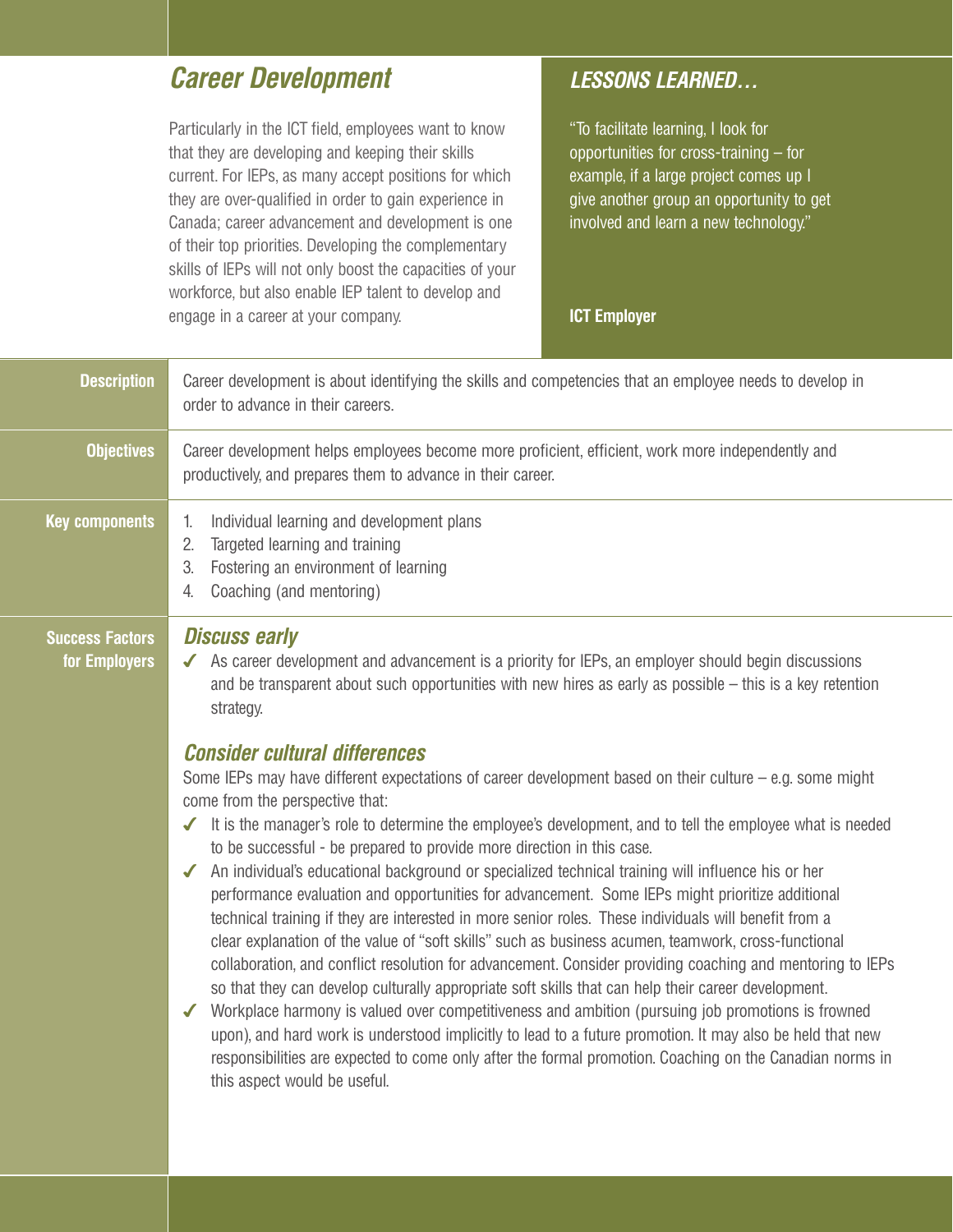## Career Development

Particularly in the ICT field, employees want to know that they are developing and keeping their skills current. For IEPs, as many accept positions for which they are over-qualified in order to gain experience in Canada; career advancement and development is one of their top priorities. Developing the complementary skills of IEPs will not only boost the capacities of your workforce, but also enable IEP talent to develop and engage in a career at your company.

### LESSONS LEARNED…

"To facilitate learning, I look for opportunities for cross-training – for example, if a large project comes up I give another group an opportunity to get involved and learn a new technology."

**ICT Employer**

**Description**

Career development is about identifying the skills and competencies that an employee needs to develop in order to advance in their careers.

**Objectives**

Career development helps employees become more proficient, efficient, work more independently and productively, and prepares them to advance in their career.

**Key components**

1. Individual learning and development plans
2. Targeted learning and training
3. Fostering an environment of learning
4. Coaching (and mentoring)

**Success Factors for Employers**

### *Discuss early*

- ✓ As career development and advancement is a priority for IEPs, an employer should begin discussions and be transparent about such opportunities with new hires as early as possible – this is a key retention strategy.

### *Consider cultural differences*

Some IEPs may have different expectations of career development based on their culture – e.g. some might come from the perspective that:

- ✓ It is the manager's role to determine the employee's development, and to tell the employee what is needed to be successful - be prepared to provide more direction in this case.
- ✓ An individual's educational background or specialized technical training will influence his or her performance evaluation and opportunities for advancement. Some IEPs might prioritize additional technical training if they are interested in more senior roles. These individuals will benefit from a clear explanation of the value of "soft skills" such as business acumen, teamwork, cross-functional collaboration, and conflict resolution for advancement. Consider providing coaching and mentoring to IEPs so that they can develop culturally appropriate soft skills that can help their career development.
- ✓ Workplace harmony is valued over competitiveness and ambition (pursuing job promotions is frowned upon), and hard work is understood implicitly to lead to a future promotion. It may also be held that new responsibilities are expected to come only after the formal promotion. Coaching on the Canadian norms in this aspect would be useful.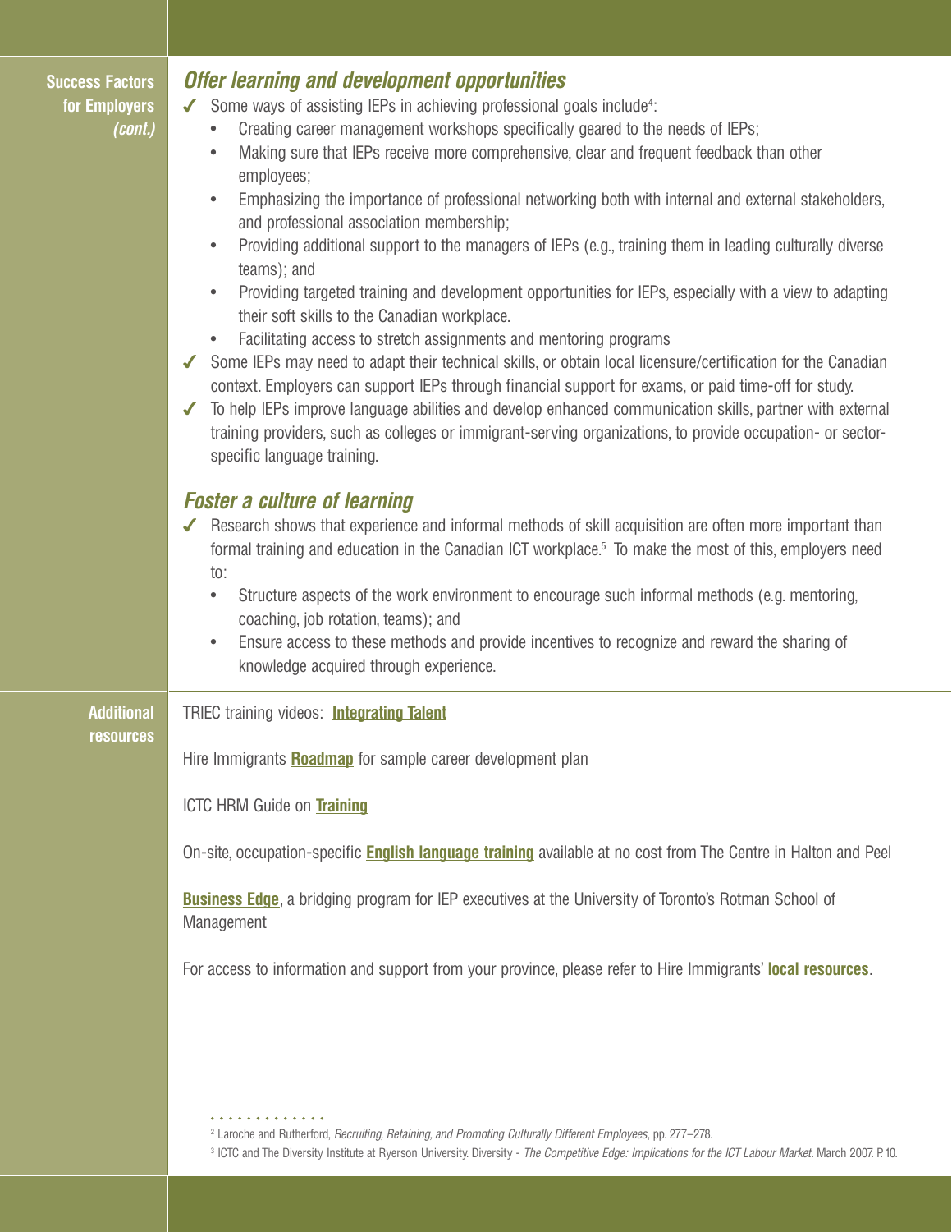**Success Factors for Employers *(cont.)***

### *Offer learning and development opportunities*

✓ Some ways of assisting IEPs in achieving professional goals include[4]:

- Creating career management workshops specifically geared to the needs of IEPs;
- Making sure that IEPs receive more comprehensive, clear and frequent feedback than other employees;
- Emphasizing the importance of professional networking both with internal and external stakeholders, and professional association membership;
- Providing additional support to the managers of IEPs (e.g., training them in leading culturally diverse teams); and
- Providing targeted training and development opportunities for IEPs, especially with a view to adapting their soft skills to the Canadian workplace.
- Facilitating access to stretch assignments and mentoring programs

✓ Some IEPs may need to adapt their technical skills, or obtain local licensure/certification for the Canadian context. Employers can support IEPs through financial support for exams, or paid time-off for study.

✓ To help IEPs improve language abilities and develop enhanced communication skills, partner with external training providers, such as colleges or immigrant-serving organizations, to provide occupation- or sector-specific language training.

### *Foster a culture of learning*

✓ Research shows that experience and informal methods of skill acquisition are often more important than formal training and education in the Canadian ICT workplace.[5] To make the most of this, employers need to:

- Structure aspects of the work environment to encourage such informal methods (e.g. mentoring, coaching, job rotation, teams); and
- Ensure access to these methods and provide incentives to recognize and reward the sharing of knowledge acquired through experience.

**Additional resources**

TRIEC training videos: **Integrating Talent**

Hire Immigrants **Roadmap** for sample career development plan

ICTC HRM Guide on **Training**

On-site, occupation-specific **English language training** available at no cost from The Centre in Halton and Peel

**Business Edge**, a bridging program for IEP executives at the University of Toronto's Rotman School of Management

For access to information and support from your province, please refer to Hire Immigrants' **local resources**.

---

[2] Laroche and Rutherford, *Recruiting, Retaining, and Promoting Culturally Different Employees*, pp. 277–278.

[3] ICTC and The Diversity Institute at Ryerson University. Diversity - *The Competitive Edge: Implications for the ICT Labour Market*. March 2007. P. 10.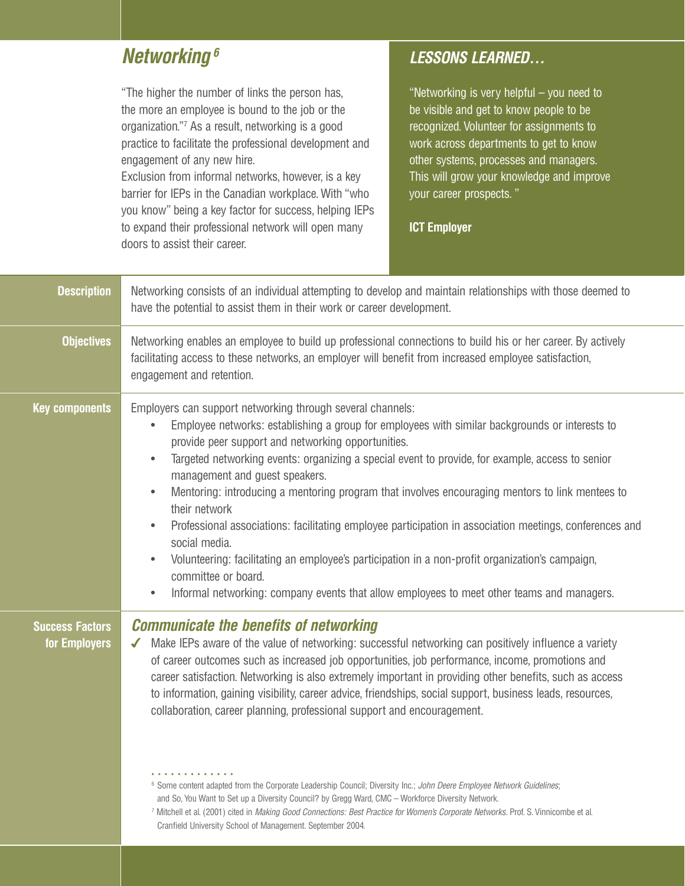## *Networking*[6]

"The higher the number of links the person has, the more an employee is bound to the job or the organization."[7] As a result, networking is a good practice to facilitate the professional development and engagement of any new hire.

Exclusion from informal networks, however, is a key barrier for IEPs in the Canadian workplace. With "who you know" being a key factor for success, helping IEPs to expand their professional network will open many doors to assist their career.

### *LESSONS LEARNED…*

"Networking is very helpful – you need to be visible and get to know people to be recognized. Volunteer for assignments to work across departments to get to know other systems, processes and managers. This will grow your knowledge and improve your career prospects."

**ICT Employer**

**Description**

Networking consists of an individual attempting to develop and maintain relationships with those deemed to have the potential to assist them in their work or career development.

**Objectives**

Networking enables an employee to build up professional connections to build his or her career. By actively facilitating access to these networks, an employer will benefit from increased employee satisfaction, engagement and retention.

**Key components**

Employers can support networking through several channels:

- Employee networks: establishing a group for employees with similar backgrounds or interests to provide peer support and networking opportunities.
- Targeted networking events: organizing a special event to provide, for example, access to senior management and guest speakers.
- Mentoring: introducing a mentoring program that involves encouraging mentors to link mentees to their network
- Professional associations: facilitating employee participation in association meetings, conferences and social media.
- Volunteering: facilitating an employee's participation in a non-profit organization's campaign, committee or board.
- Informal networking: company events that allow employees to meet other teams and managers.

**Success Factors for Employers**

### *Communicate the benefits of networking*

✓ Make IEPs aware of the value of networking: successful networking can positively influence a variety of career outcomes such as increased job opportunities, job performance, income, promotions and career satisfaction. Networking is also extremely important in providing other benefits, such as access to information, gaining visibility, career advice, friendships, social support, business leads, resources, collaboration, career planning, professional support and encouragement.

[6] Some content adapted from the Corporate Leadership Council; Diversity Inc.; *John Deere Employee Network Guidelines*; and So, You Want to Set up a Diversity Council? by Gregg Ward, CMC – Workforce Diversity Network.

[7] Mitchell et al. (2001) cited in *Making Good Connections: Best Practice for Women's Corporate Networks*. Prof. S. Vinnicombe et al. Cranfield University School of Management. September 2004.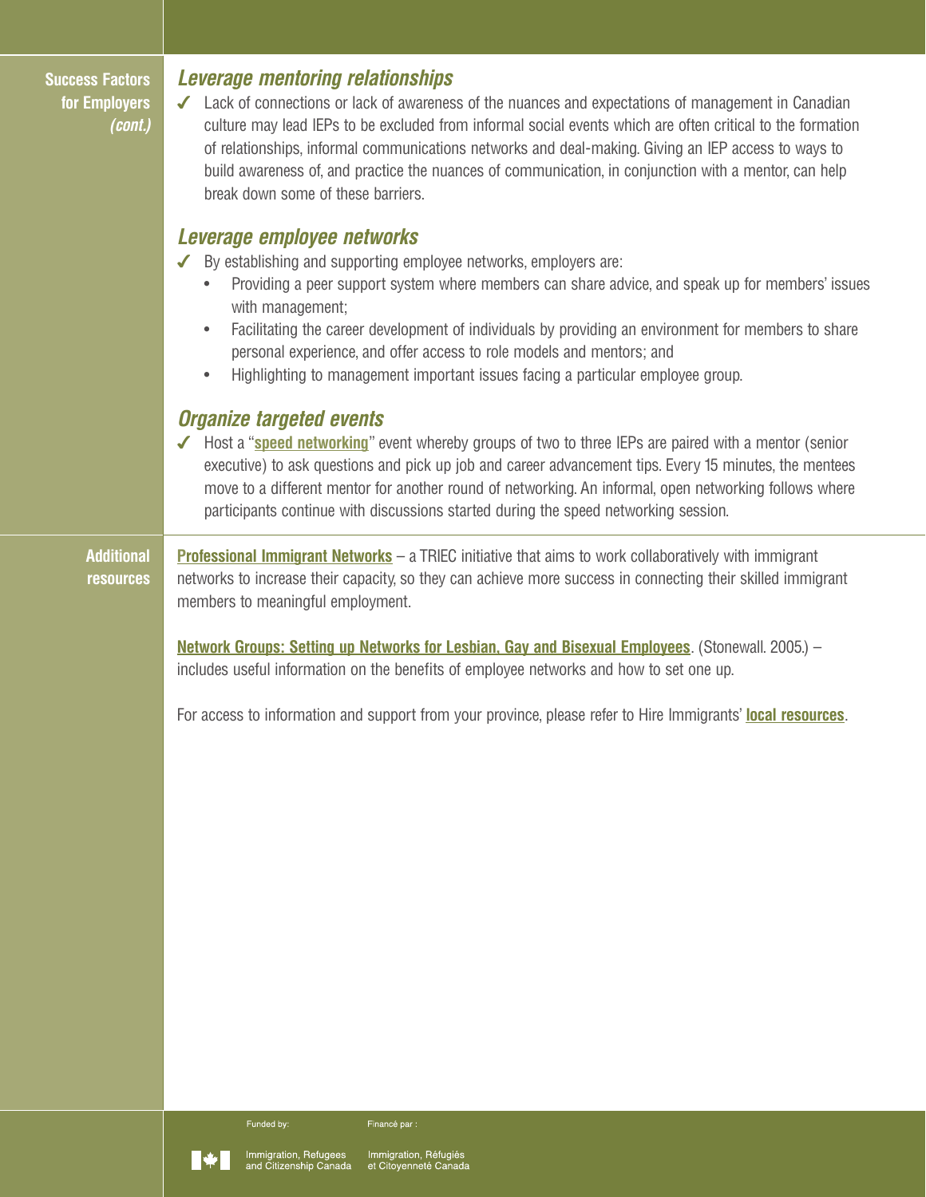**Success Factors for Employers** *(cont.)*

### *Leverage mentoring relationships*

✓ Lack of connections or lack of awareness of the nuances and expectations of management in Canadian culture may lead IEPs to be excluded from informal social events which are often critical to the formation of relationships, informal communications networks and deal-making. Giving an IEP access to ways to build awareness of, and practice the nuances of communication, in conjunction with a mentor, can help break down some of these barriers.

### *Leverage employee networks*

✓ By establishing and supporting employee networks, employers are:

- Providing a peer support system where members can share advice, and speak up for members' issues with management;
- Facilitating the career development of individuals by providing an environment for members to share personal experience, and offer access to role models and mentors; and
- Highlighting to management important issues facing a particular employee group.

### *Organize targeted events*

✓ Host a "**speed networking**" event whereby groups of two to three IEPs are paired with a mentor (senior executive) to ask questions and pick up job and career advancement tips. Every 15 minutes, the mentees move to a different mentor for another round of networking. An informal, open networking follows where participants continue with discussions started during the speed networking session.

**Additional resources**

**Professional Immigrant Networks** – a TRIEC initiative that aims to work collaboratively with immigrant networks to increase their capacity, so they can achieve more success in connecting their skilled immigrant members to meaningful employment.

**Network Groups: Setting up Networks for Lesbian, Gay and Bisexual Employees**. (Stonewall. 2005.) – includes useful information on the benefits of employee networks and how to set one up.

For access to information and support from your province, please refer to Hire Immigrants' **local resources**.

Funded by: Immigration, Refugees and Citizenship Canada

Financé par : Immigration, Réfugiés et Citoyenneté Canada